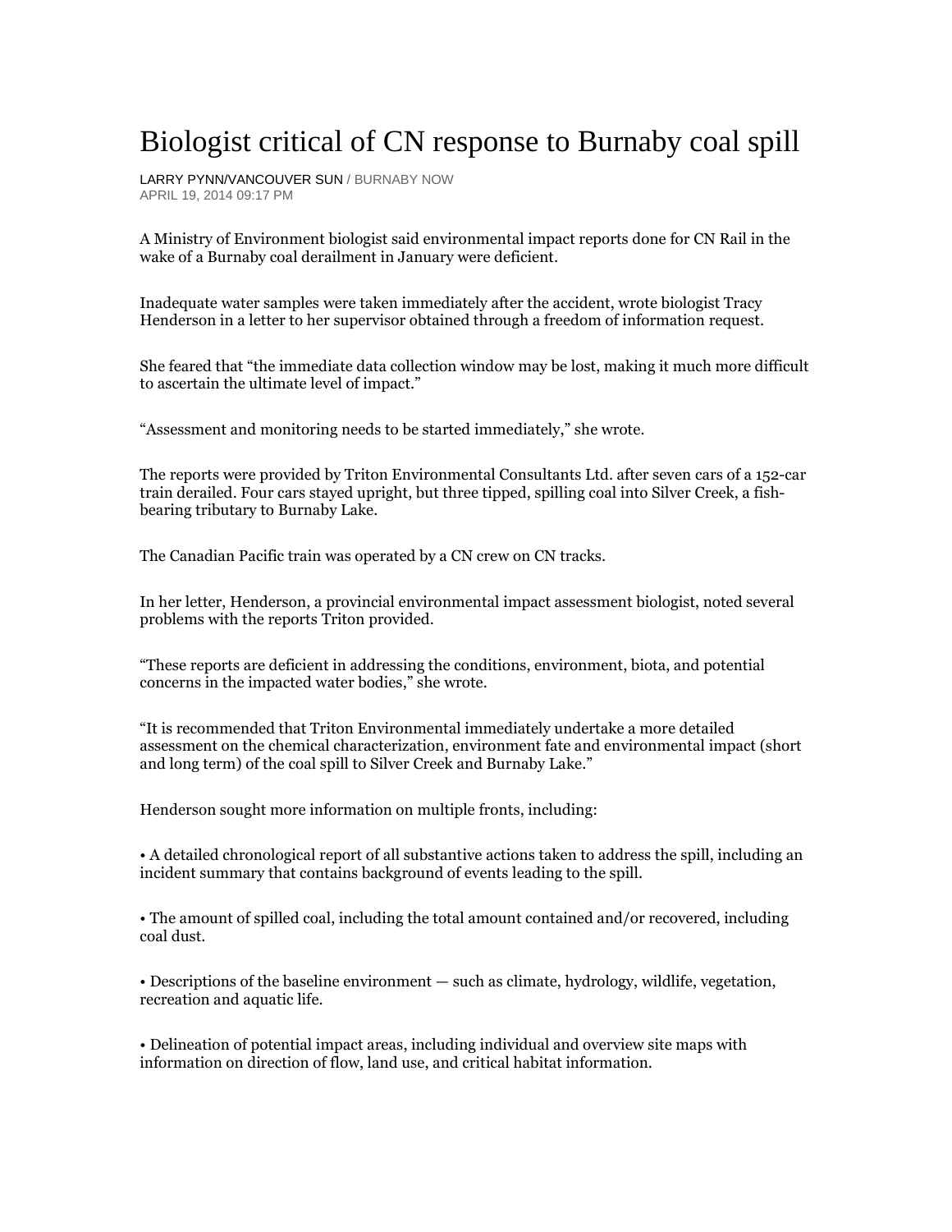# Biologist critical of CN response to Burnaby coal spill

LARRY PYNN/VANCOUVER SUN / BURNABY NOW
APRIL 19, 2014 09:17 PM

A Ministry of Environment biologist said environmental impact reports done for CN Rail in the wake of a Burnaby coal derailment in January were deficient.

Inadequate water samples were taken immediately after the accident, wrote biologist Tracy Henderson in a letter to her supervisor obtained through a freedom of information request.

She feared that "the immediate data collection window may be lost, making it much more difficult to ascertain the ultimate level of impact."

"Assessment and monitoring needs to be started immediately," she wrote.

The reports were provided by Triton Environmental Consultants Ltd. after seven cars of a 152-car train derailed. Four cars stayed upright, but three tipped, spilling coal into Silver Creek, a fish-bearing tributary to Burnaby Lake.

The Canadian Pacific train was operated by a CN crew on CN tracks.

In her letter, Henderson, a provincial environmental impact assessment biologist, noted several problems with the reports Triton provided.

"These reports are deficient in addressing the conditions, environment, biota, and potential concerns in the impacted water bodies," she wrote.

"It is recommended that Triton Environmental immediately undertake a more detailed assessment on the chemical characterization, environment fate and environmental impact (short and long term) of the coal spill to Silver Creek and Burnaby Lake."

Henderson sought more information on multiple fronts, including:

• A detailed chronological report of all substantive actions taken to address the spill, including an incident summary that contains background of events leading to the spill.

• The amount of spilled coal, including the total amount contained and/or recovered, including coal dust.

• Descriptions of the baseline environment — such as climate, hydrology, wildlife, vegetation, recreation and aquatic life.

• Delineation of potential impact areas, including individual and overview site maps with information on direction of flow, land use, and critical habitat information.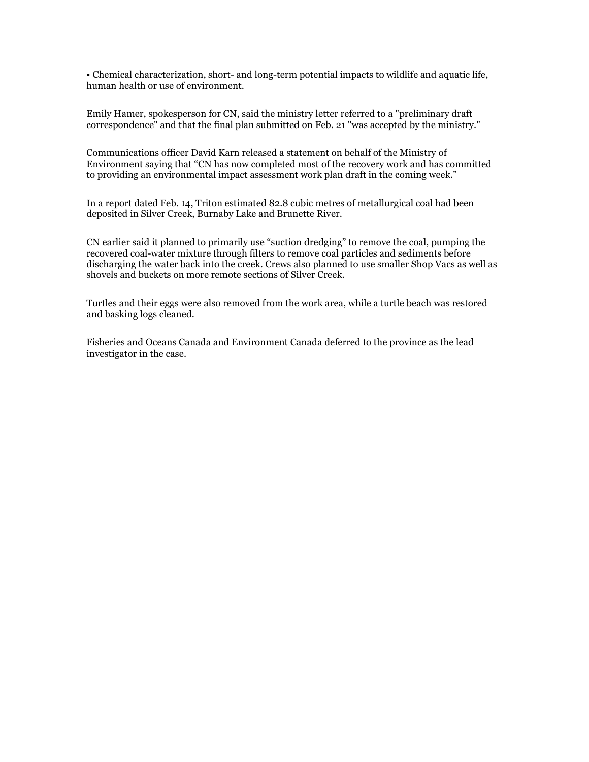• Chemical characterization, short- and long-term potential impacts to wildlife and aquatic life, human health or use of environment.

Emily Hamer, spokesperson for CN, said the ministry letter referred to a "preliminary draft correspondence" and that the final plan submitted on Feb. 21 "was accepted by the ministry."

Communications officer David Karn released a statement on behalf of the Ministry of Environment saying that "CN has now completed most of the recovery work and has committed to providing an environmental impact assessment work plan draft in the coming week."

In a report dated Feb. 14, Triton estimated 82.8 cubic metres of metallurgical coal had been deposited in Silver Creek, Burnaby Lake and Brunette River.

CN earlier said it planned to primarily use "suction dredging" to remove the coal, pumping the recovered coal-water mixture through filters to remove coal particles and sediments before discharging the water back into the creek. Crews also planned to use smaller Shop Vacs as well as shovels and buckets on more remote sections of Silver Creek.

Turtles and their eggs were also removed from the work area, while a turtle beach was restored and basking logs cleaned.

Fisheries and Oceans Canada and Environment Canada deferred to the province as the lead investigator in the case.